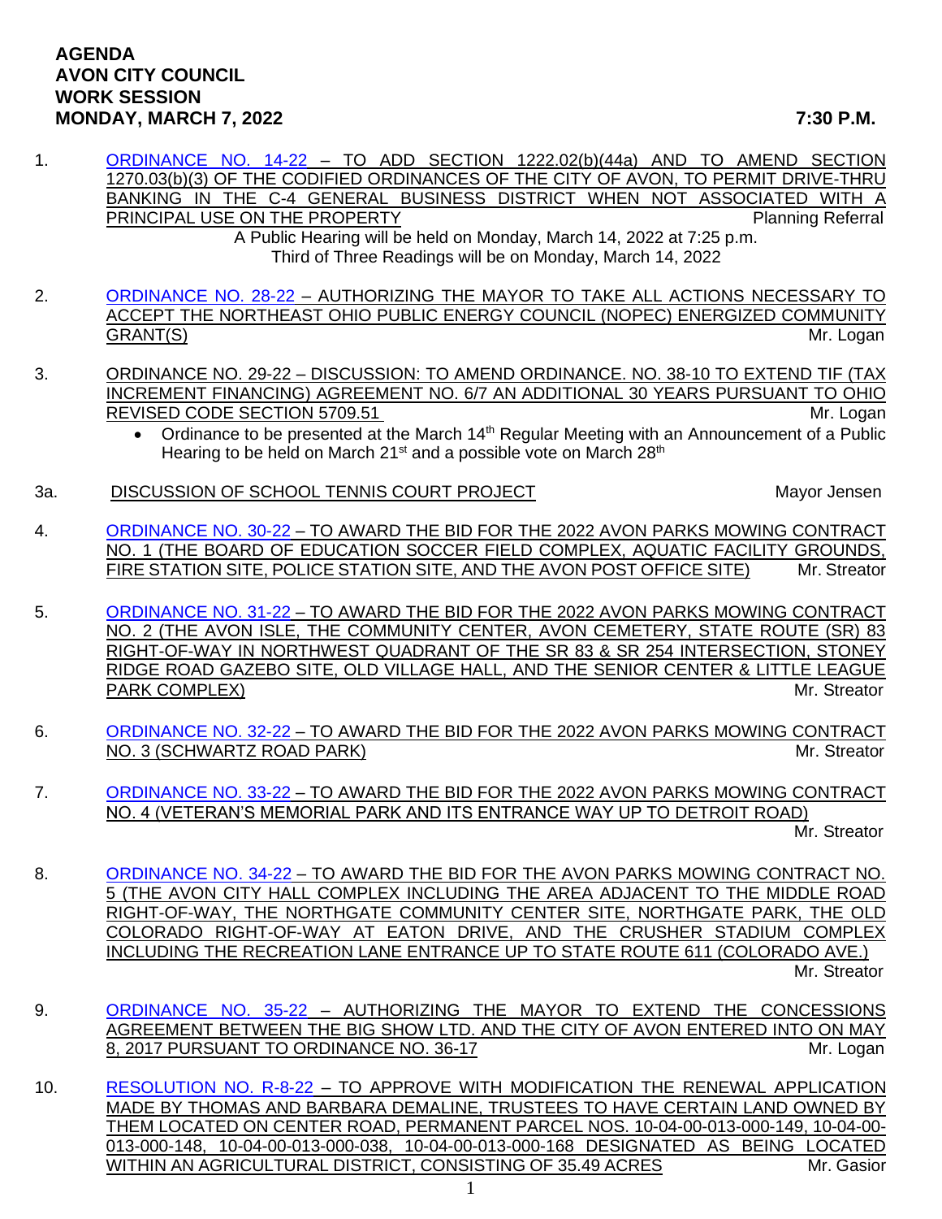**AGENDA**
**AVON CITY COUNCIL**
**WORK SESSION**
**MONDAY, MARCH 7, 2022 — 7:30 P.M.**

1. ORDINANCE NO. 14-22 – TO ADD SECTION 1222.02(b)(44a) AND TO AMEND SECTION 1270.03(b)(3) OF THE CODIFIED ORDINANCES OF THE CITY OF AVON, TO PERMIT DRIVE-THRU BANKING IN THE C-4 GENERAL BUSINESS DISTRICT WHEN NOT ASSOCIATED WITH A PRINCIPAL USE ON THE PROPERTY — Planning Referral

   A Public Hearing will be held on Monday, March 14, 2022 at 7:25 p.m.
   Third of Three Readings will be on Monday, March 14, 2022

2. ORDINANCE NO. 28-22 – AUTHORIZING THE MAYOR TO TAKE ALL ACTIONS NECESSARY TO ACCEPT THE NORTHEAST OHIO PUBLIC ENERGY COUNCIL (NOPEC) ENERGIZED COMMUNITY GRANT(S) — Mr. Logan

3. ORDINANCE NO. 29-22 – DISCUSSION: TO AMEND ORDINANCE. NO. 38-10 TO EXTEND TIF (TAX INCREMENT FINANCING) AGREEMENT NO. 6/7 AN ADDITIONAL 30 YEARS PURSUANT TO OHIO REVISED CODE SECTION 5709.51 — Mr. Logan
   - Ordinance to be presented at the March 14th Regular Meeting with an Announcement of a Public Hearing to be held on March 21st and a possible vote on March 28th

3a. DISCUSSION OF SCHOOL TENNIS COURT PROJECT — Mayor Jensen

4. ORDINANCE NO. 30-22 – TO AWARD THE BID FOR THE 2022 AVON PARKS MOWING CONTRACT NO. 1 (THE BOARD OF EDUCATION SOCCER FIELD COMPLEX, AQUATIC FACILITY GROUNDS, FIRE STATION SITE, POLICE STATION SITE, AND THE AVON POST OFFICE SITE) — Mr. Streator

5. ORDINANCE NO. 31-22 – TO AWARD THE BID FOR THE 2022 AVON PARKS MOWING CONTRACT NO. 2 (THE AVON ISLE, THE COMMUNITY CENTER, AVON CEMETERY, STATE ROUTE (SR) 83 RIGHT-OF-WAY IN NORTHWEST QUADRANT OF THE SR 83 & SR 254 INTERSECTION, STONEY RIDGE ROAD GAZEBO SITE, OLD VILLAGE HALL, AND THE SENIOR CENTER & LITTLE LEAGUE PARK COMPLEX) — Mr. Streator

6. ORDINANCE NO. 32-22 – TO AWARD THE BID FOR THE 2022 AVON PARKS MOWING CONTRACT NO. 3 (SCHWARTZ ROAD PARK) — Mr. Streator

7. ORDINANCE NO. 33-22 – TO AWARD THE BID FOR THE 2022 AVON PARKS MOWING CONTRACT NO. 4 (VETERAN'S MEMORIAL PARK AND ITS ENTRANCE WAY UP TO DETROIT ROAD) — Mr. Streator

8. ORDINANCE NO. 34-22 – TO AWARD THE BID FOR THE AVON PARKS MOWING CONTRACT NO. 5 (THE AVON CITY HALL COMPLEX INCLUDING THE AREA ADJACENT TO THE MIDDLE ROAD RIGHT-OF-WAY, THE NORTHGATE COMMUNITY CENTER SITE, NORTHGATE PARK, THE OLD COLORADO RIGHT-OF-WAY AT EATON DRIVE, AND THE CRUSHER STADIUM COMPLEX INCLUDING THE RECREATION LANE ENTRANCE UP TO STATE ROUTE 611 (COLORADO AVE.) — Mr. Streator

9. ORDINANCE NO. 35-22 – AUTHORIZING THE MAYOR TO EXTEND THE CONCESSIONS AGREEMENT BETWEEN THE BIG SHOW LTD. AND THE CITY OF AVON ENTERED INTO ON MAY 8, 2017 PURSUANT TO ORDINANCE NO. 36-17 — Mr. Logan

10. RESOLUTION NO. R-8-22 – TO APPROVE WITH MODIFICATION THE RENEWAL APPLICATION MADE BY THOMAS AND BARBARA DEMALINE, TRUSTEES TO HAVE CERTAIN LAND OWNED BY THEM LOCATED ON CENTER ROAD, PERMANENT PARCEL NOS. 10-04-00-013-000-149, 10-04-00-013-000-148, 10-04-00-013-000-038, 10-04-00-013-000-168 DESIGNATED AS BEING LOCATED WITHIN AN AGRICULTURAL DISTRICT, CONSISTING OF 35.49 ACRES — Mr. Gasior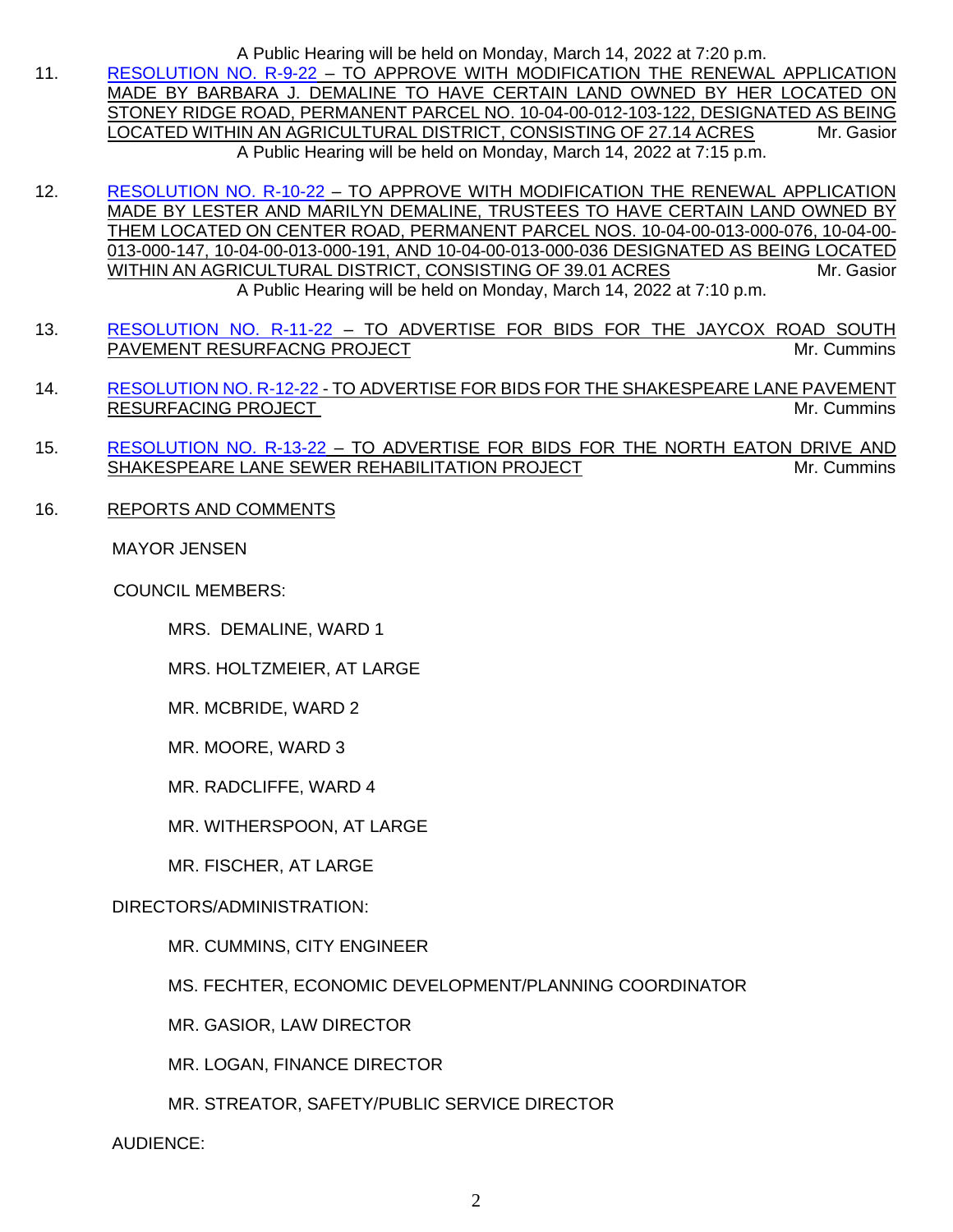A Public Hearing will be held on Monday, March 14, 2022 at 7:20 p.m.

11. RESOLUTION NO. R-9-22 – TO APPROVE WITH MODIFICATION THE RENEWAL APPLICATION MADE BY BARBARA J. DEMALINE TO HAVE CERTAIN LAND OWNED BY HER LOCATED ON STONEY RIDGE ROAD, PERMANENT PARCEL NO. 10-04-00-012-103-122, DESIGNATED AS BEING LOCATED WITHIN AN AGRICULTURAL DISTRICT, CONSISTING OF 27.14 ACRES — Mr. Gasior

    A Public Hearing will be held on Monday, March 14, 2022 at 7:15 p.m.

12. RESOLUTION NO. R-10-22 – TO APPROVE WITH MODIFICATION THE RENEWAL APPLICATION MADE BY LESTER AND MARILYN DEMALINE, TRUSTEES TO HAVE CERTAIN LAND OWNED BY THEM LOCATED ON CENTER ROAD, PERMANENT PARCEL NOS. 10-04-00-013-000-076, 10-04-00-013-000-147, 10-04-00-013-000-191, AND 10-04-00-013-000-036 DESIGNATED AS BEING LOCATED WITHIN AN AGRICULTURAL DISTRICT, CONSISTING OF 39.01 ACRES — Mr. Gasior

    A Public Hearing will be held on Monday, March 14, 2022 at 7:10 p.m.

13. RESOLUTION NO. R-11-22 – TO ADVERTISE FOR BIDS FOR THE JAYCOX ROAD SOUTH PAVEMENT RESURFACNG PROJECT — Mr. Cummins

14. RESOLUTION NO. R-12-22 - TO ADVERTISE FOR BIDS FOR THE SHAKESPEARE LANE PAVEMENT RESURFACING PROJECT — Mr. Cummins

15. RESOLUTION NO. R-13-22 – TO ADVERTISE FOR BIDS FOR THE NORTH EATON DRIVE AND SHAKESPEARE LANE SEWER REHABILITATION PROJECT — Mr. Cummins

16. REPORTS AND COMMENTS

    MAYOR JENSEN

    COUNCIL MEMBERS:

    - MRS. DEMALINE, WARD 1
    - MRS. HOLTZMEIER, AT LARGE
    - MR. MCBRIDE, WARD 2
    - MR. MOORE, WARD 3
    - MR. RADCLIFFE, WARD 4
    - MR. WITHERSPOON, AT LARGE
    - MR. FISCHER, AT LARGE

    DIRECTORS/ADMINISTRATION:

    - MR. CUMMINS, CITY ENGINEER
    - MS. FECHTER, ECONOMIC DEVELOPMENT/PLANNING COORDINATOR
    - MR. GASIOR, LAW DIRECTOR
    - MR. LOGAN, FINANCE DIRECTOR
    - MR. STREATOR, SAFETY/PUBLIC SERVICE DIRECTOR

    AUDIENCE: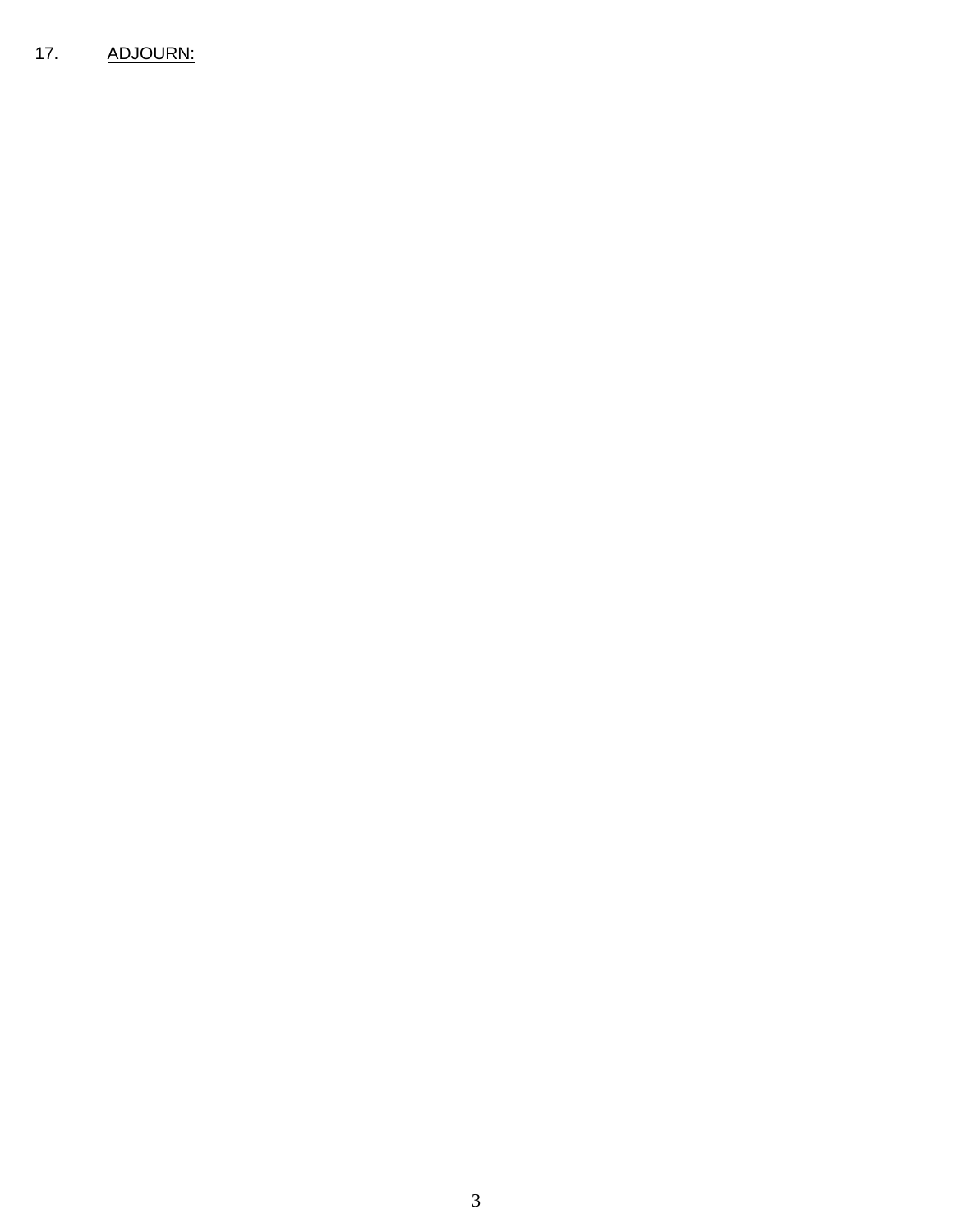17. ADJOURN: